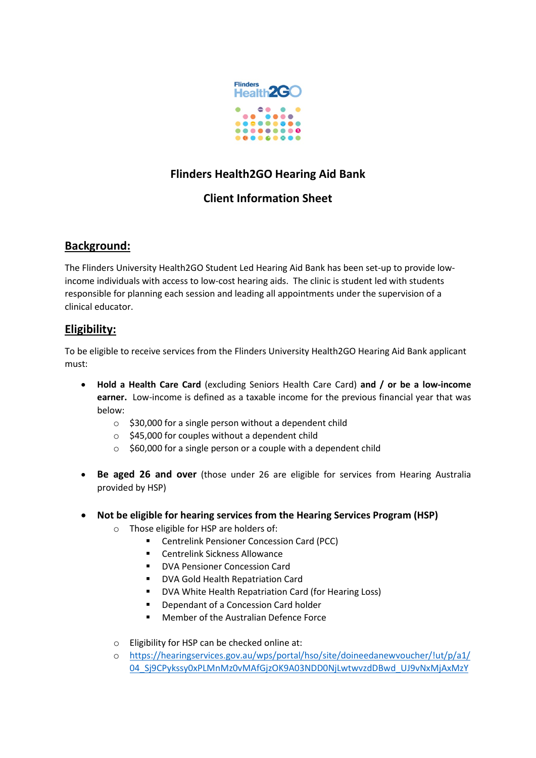# Flinders Health2GO Hearing Aid Bank

## Client Information Sheet

## Background:

The Flinders University Health2GO Student Led Hearing Aid Bank has been set-up to provide low-income individuals with access to low-cost hearing aids. The clinic is student led with students responsible for planning each session and leading all appointments under the supervision of a clinical educator.

## Eligibility:

To be eligible to receive services from the Flinders University Health2GO Hearing Aid Bank applicant must:

- **Hold a Health Care Card** (excluding Seniors Health Care Card) **and / or be a low-income earner.** Low-income is defined as a taxable income for the previous financial year that was below:
  - $30,000 for a single person without a dependent child
  - $45,000 for couples without a dependent child
  - $60,000 for a single person or a couple with a dependent child

- **Be aged 26 and over** (those under 26 are eligible for services from Hearing Australia provided by HSP)

- **Not be eligible for hearing services from the Hearing Services Program (HSP)**
  - Those eligible for HSP are holders of:
    - Centrelink Pensioner Concession Card (PCC)
    - Centrelink Sickness Allowance
    - DVA Pensioner Concession Card
    - DVA Gold Health Repatriation Card
    - DVA White Health Repatriation Card (for Hearing Loss)
    - Dependant of a Concession Card holder
    - Member of the Australian Defence Force

  - Eligibility for HSP can be checked online at:
  - [https://hearingservices.gov.au/wps/portal/hso/site/doineedanewvoucher/!ut/p/a1/04_Sj9CPykssy0xPLMnMz0vMAfGjzOK9A03NDD0NjLwtwvzdDBwd_UJ9vNxMjAxMzY](https://hearingservices.gov.au/wps/portal/hso/site/doineedanewvoucher/!ut/p/a1/04_Sj9CPykssy0xPLMnMz0vMAfGjzOK9A03NDD0NjLwtwvzdDBwd_UJ9vNxMjAxMzY)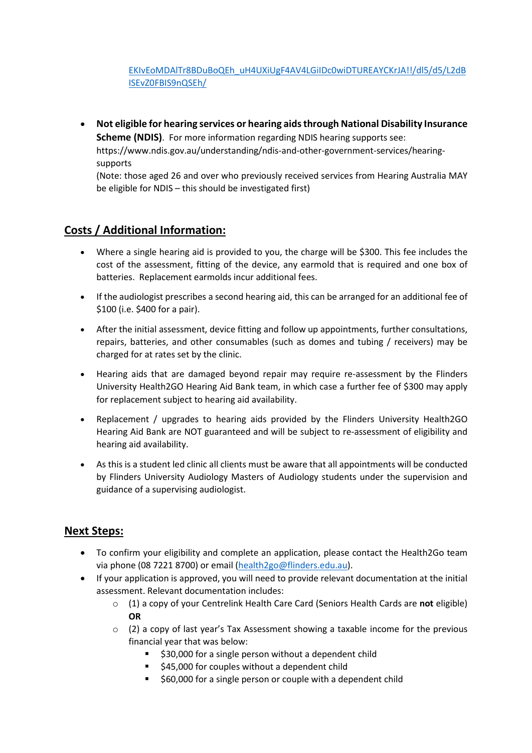[EKIvEoMDAlTr8BDuBoQEh_uH4UXiUgF4AV4LGiIDc0wiDTUREAYCKrJA!!/dl5/d5/L2dBISEvZ0FBIS9nQSEh/](EKIvEoMDAlTr8BDuBoQEh_uH4UXiUgF4AV4LGiIDc0wiDTUREAYCKrJA!!/dl5/d5/L2dBISEvZ0FBIS9nQSEh/)

- **Not eligible for hearing services or hearing aids through National Disability Insurance Scheme (NDIS)**. For more information regarding NDIS hearing supports see: https://www.ndis.gov.au/understanding/ndis-and-other-government-services/hearing-supports
  (Note: those aged 26 and over who previously received services from Hearing Australia MAY be eligible for NDIS – this should be investigated first)

## Costs / Additional Information:

- Where a single hearing aid is provided to you, the charge will be $300. This fee includes the cost of the assessment, fitting of the device, any earmold that is required and one box of batteries. Replacement earmolds incur additional fees.
- If the audiologist prescribes a second hearing aid, this can be arranged for an additional fee of $100 (i.e. $400 for a pair).
- After the initial assessment, device fitting and follow up appointments, further consultations, repairs, batteries, and other consumables (such as domes and tubing / receivers) may be charged for at rates set by the clinic.
- Hearing aids that are damaged beyond repair may require re-assessment by the Flinders University Health2GO Hearing Aid Bank team, in which case a further fee of $300 may apply for replacement subject to hearing aid availability.
- Replacement / upgrades to hearing aids provided by the Flinders University Health2GO Hearing Aid Bank are NOT guaranteed and will be subject to re-assessment of eligibility and hearing aid availability.
- As this is a student led clinic all clients must be aware that all appointments will be conducted by Flinders University Audiology Masters of Audiology students under the supervision and guidance of a supervising audiologist.

## Next Steps:

- To confirm your eligibility and complete an application, please contact the Health2Go team via phone (08 7221 8700) or email ([health2go@flinders.edu.au](mailto:health2go@flinders.edu.au)).
- If your application is approved, you will need to provide relevant documentation at the initial assessment. Relevant documentation includes:
  - (1) a copy of your Centrelink Health Care Card (Seniors Health Cards are **not** eligible) **OR**
  - (2) a copy of last year's Tax Assessment showing a taxable income for the previous financial year that was below:
    - $30,000 for a single person without a dependent child
    - $45,000 for couples without a dependent child
    - $60,000 for a single person or couple with a dependent child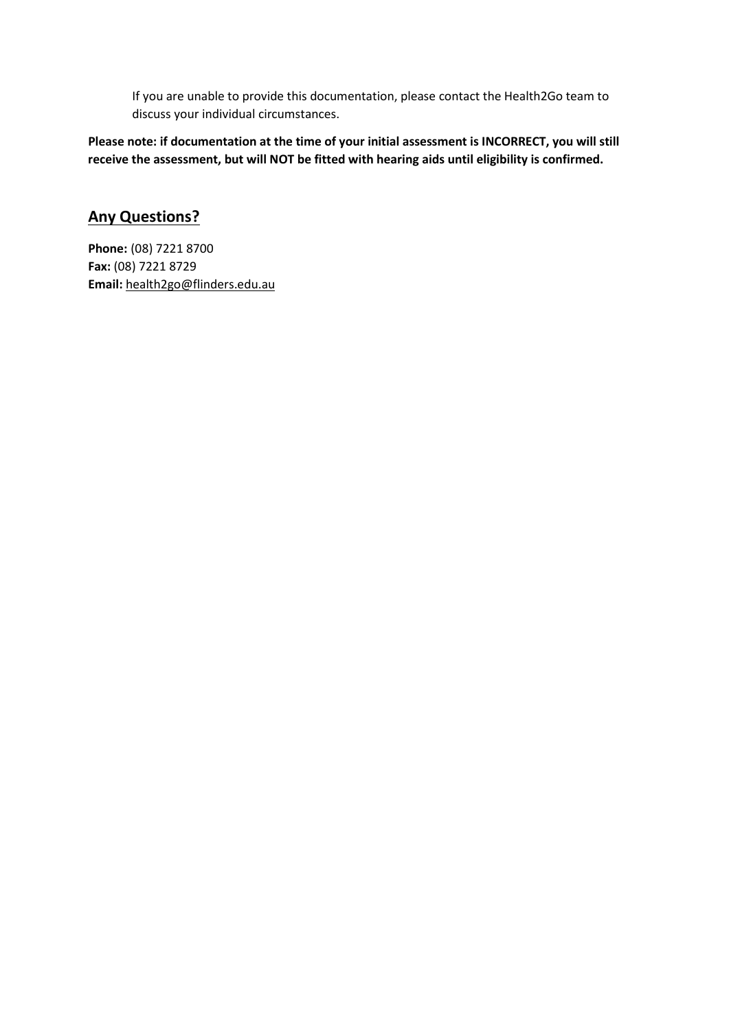If you are unable to provide this documentation, please contact the Health2Go team to discuss your individual circumstances.

**Please note: if documentation at the time of your initial assessment is INCORRECT, you will still receive the assessment, but will NOT be fitted with hearing aids until eligibility is confirmed.**

## Any Questions?

**Phone:** (08) 7221 8700
**Fax:** (08) 7221 8729
**Email:** health2go@flinders.edu.au